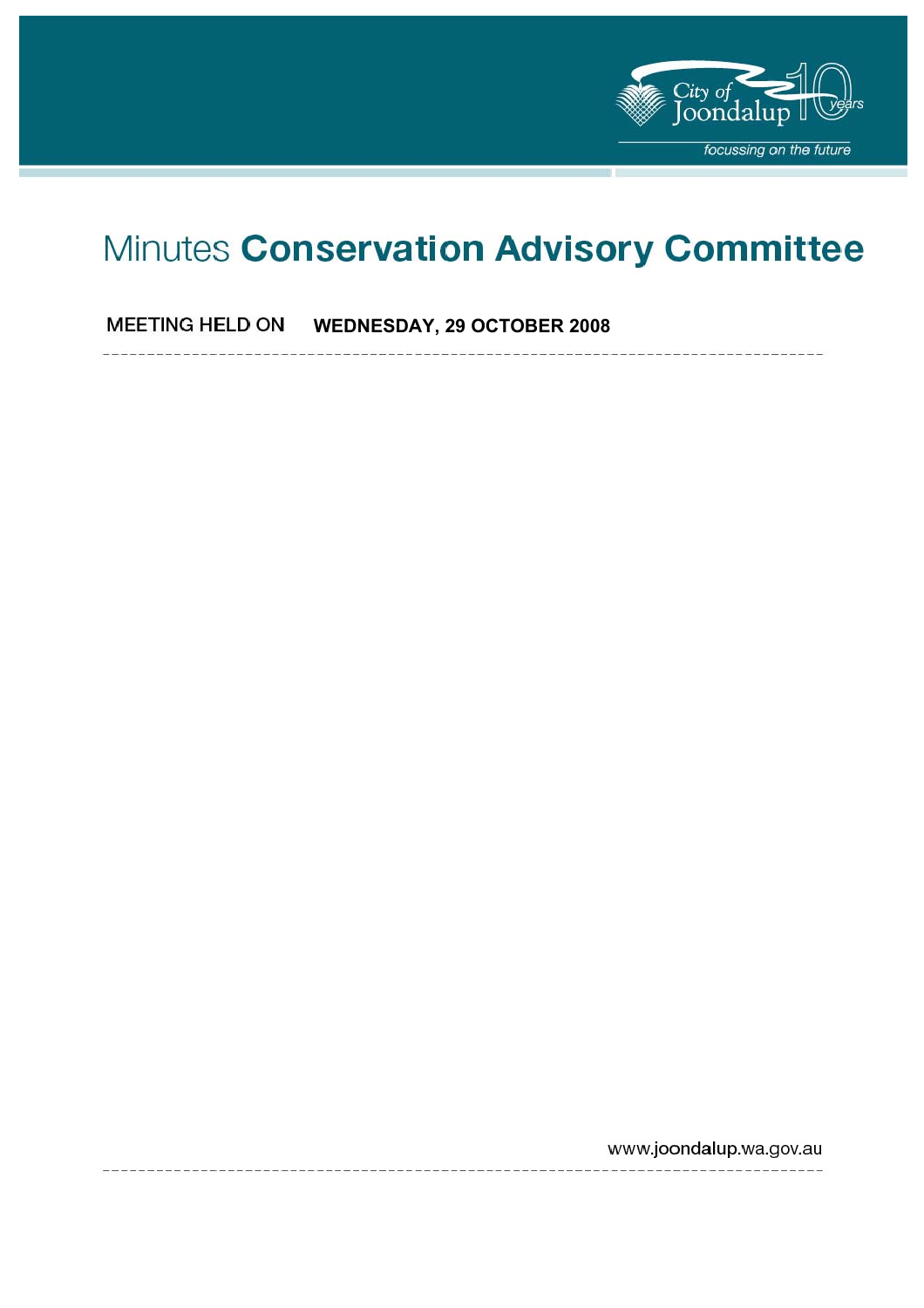City of Joondalup 10 years

*focussing on the future*

# Minutes **Conservation Advisory Committee**

MEETING HELD ON **WEDNESDAY, 29 OCTOBER 2008**

www.joondalup.wa.gov.au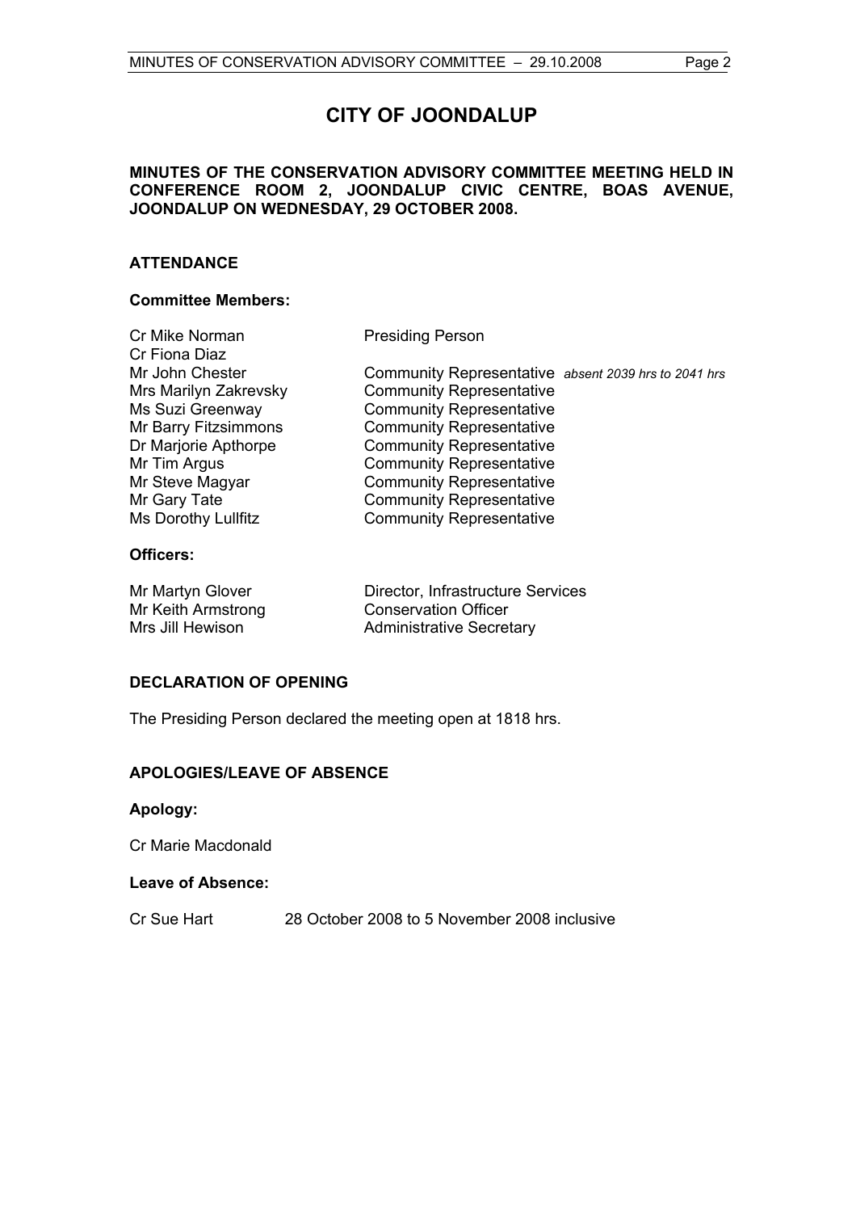# CITY OF JOONDALUP

**MINUTES OF THE CONSERVATION ADVISORY COMMITTEE MEETING HELD IN CONFERENCE ROOM 2, JOONDALUP CIVIC CENTRE, BOAS AVENUE, JOONDALUP ON WEDNESDAY, 29 OCTOBER 2008.**

## ATTENDANCE

### Committee Members:

| | |
|---|---|
| Cr Mike Norman | Presiding Person |
| Cr Fiona Diaz | |
| Mr John Chester | Community Representative *absent 2039 hrs to 2041 hrs* |
| Mrs Marilyn Zakrevsky | Community Representative |
| Ms Suzi Greenway | Community Representative |
| Mr Barry Fitzsimmons | Community Representative |
| Dr Marjorie Apthorpe | Community Representative |
| Mr Tim Argus | Community Representative |
| Mr Steve Magyar | Community Representative |
| Mr Gary Tate | Community Representative |
| Ms Dorothy Lullfitz | Community Representative |

### Officers:

| | |
|---|---|
| Mr Martyn Glover | Director, Infrastructure Services |
| Mr Keith Armstrong | Conservation Officer |
| Mrs Jill Hewison | Administrative Secretary |

## DECLARATION OF OPENING

The Presiding Person declared the meeting open at 1818 hrs.

## APOLOGIES/LEAVE OF ABSENCE

### Apology:

Cr Marie Macdonald

### Leave of Absence:

Cr Sue Hart 28 October 2008 to 5 November 2008 inclusive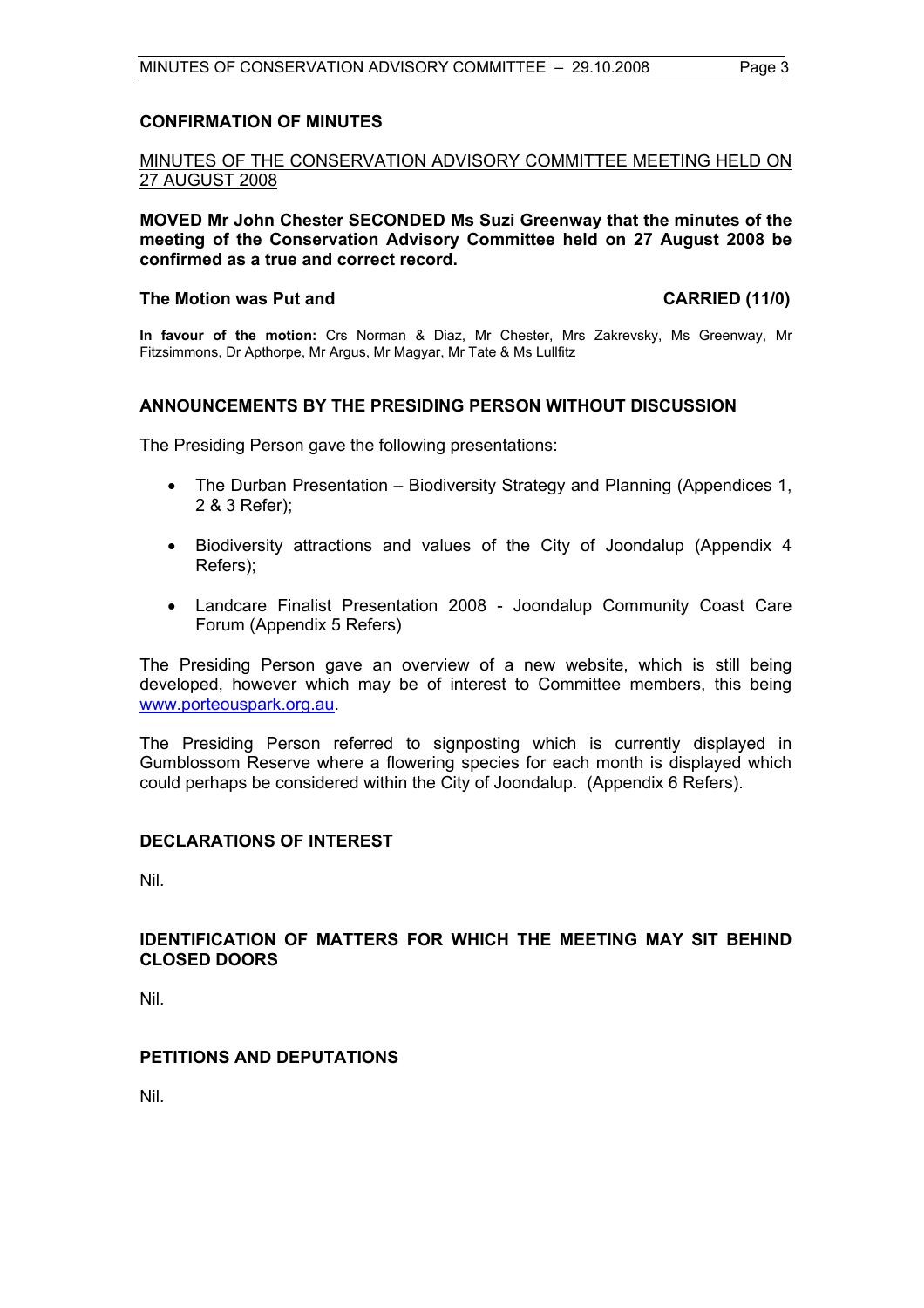## CONFIRMATION OF MINUTES

MINUTES OF THE CONSERVATION ADVISORY COMMITTEE MEETING HELD ON 27 AUGUST 2008

**MOVED Mr John Chester SECONDED Ms Suzi Greenway that the minutes of the meeting of the Conservation Advisory Committee held on 27 August 2008 be confirmed as a true and correct record.**

**The Motion was Put and CARRIED (11/0)**

**In favour of the motion:** Crs Norman & Diaz, Mr Chester, Mrs Zakrevsky, Ms Greenway, Mr Fitzsimmons, Dr Apthorpe, Mr Argus, Mr Magyar, Mr Tate & Ms Lullfitz

## ANNOUNCEMENTS BY THE PRESIDING PERSON WITHOUT DISCUSSION

The Presiding Person gave the following presentations:

- The Durban Presentation – Biodiversity Strategy and Planning (Appendices 1, 2 & 3 Refer);
- Biodiversity attractions and values of the City of Joondalup (Appendix 4 Refers);
- Landcare Finalist Presentation 2008 - Joondalup Community Coast Care Forum (Appendix 5 Refers)

The Presiding Person gave an overview of a new website, which is still being developed, however which may be of interest to Committee members, this being www.porteouspark.org.au.

The Presiding Person referred to signposting which is currently displayed in Gumblossom Reserve where a flowering species for each month is displayed which could perhaps be considered within the City of Joondalup. (Appendix 6 Refers).

## DECLARATIONS OF INTEREST

Nil.

## IDENTIFICATION OF MATTERS FOR WHICH THE MEETING MAY SIT BEHIND CLOSED DOORS

Nil.

## PETITIONS AND DEPUTATIONS

Nil.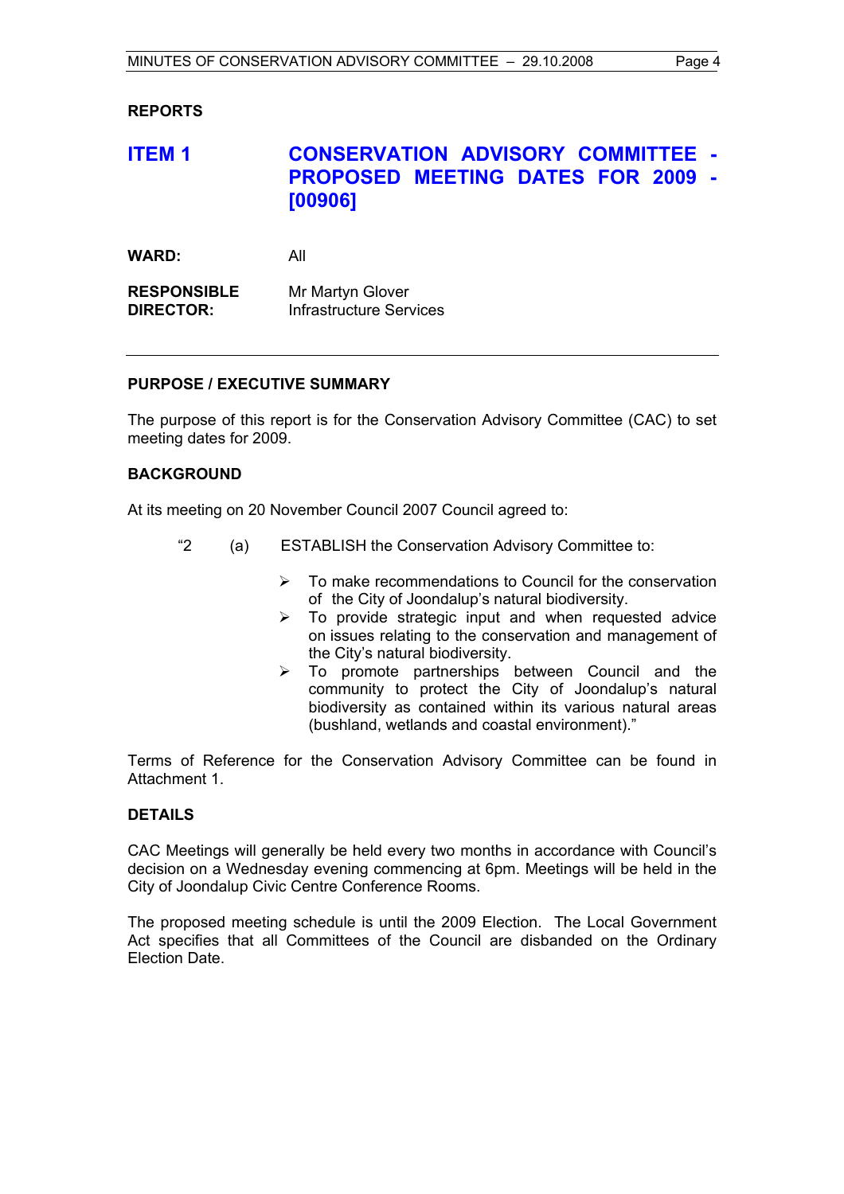## REPORTS

## ITEM 1 CONSERVATION ADVISORY COMMITTEE - PROPOSED MEETING DATES FOR 2009 - [00906]

**WARD:** All

**RESPONSIBLE DIRECTOR:** Mr Martyn Glover
Infrastructure Services

---

### PURPOSE / EXECUTIVE SUMMARY

The purpose of this report is for the Conservation Advisory Committee (CAC) to set meeting dates for 2009.

### BACKGROUND

At its meeting on 20 November Council 2007 Council agreed to:

> "2 (a) ESTABLISH the Conservation Advisory Committee to:
>
> - To make recommendations to Council for the conservation of the City of Joondalup's natural biodiversity.
> - To provide strategic input and when requested advice on issues relating to the conservation and management of the City's natural biodiversity.
> - To promote partnerships between Council and the community to protect the City of Joondalup's natural biodiversity as contained within its various natural areas (bushland, wetlands and coastal environment)."

Terms of Reference for the Conservation Advisory Committee can be found in Attachment 1.

### DETAILS

CAC Meetings will generally be held every two months in accordance with Council's decision on a Wednesday evening commencing at 6pm. Meetings will be held in the City of Joondalup Civic Centre Conference Rooms.

The proposed meeting schedule is until the 2009 Election. The Local Government Act specifies that all Committees of the Council are disbanded on the Ordinary Election Date.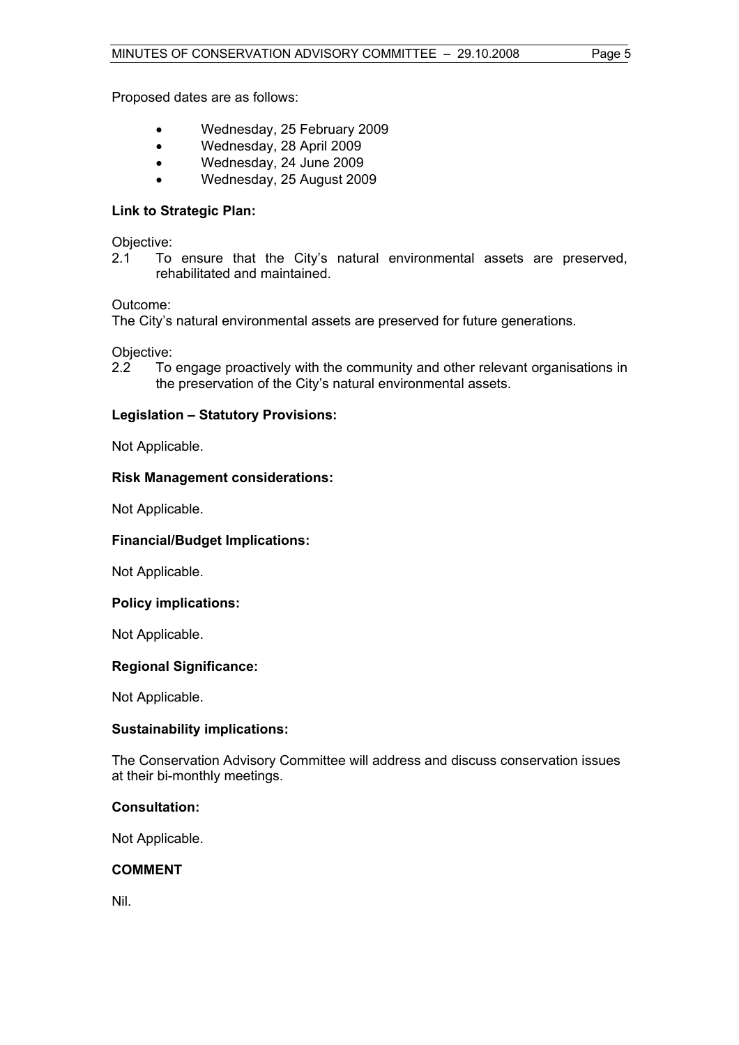Proposed dates are as follows:

- Wednesday, 25 February 2009
- Wednesday, 28 April 2009
- Wednesday, 24 June 2009
- Wednesday, 25 August 2009

**Link to Strategic Plan:**

Objective:
2.1 To ensure that the City's natural environmental assets are preserved, rehabilitated and maintained.

Outcome:
The City's natural environmental assets are preserved for future generations.

Objective:
2.2 To engage proactively with the community and other relevant organisations in the preservation of the City's natural environmental assets.

**Legislation – Statutory Provisions:**

Not Applicable.

**Risk Management considerations:**

Not Applicable.

**Financial/Budget Implications:**

Not Applicable.

**Policy implications:**

Not Applicable.

**Regional Significance:**

Not Applicable.

**Sustainability implications:**

The Conservation Advisory Committee will address and discuss conservation issues at their bi-monthly meetings.

**Consultation:**

Not Applicable.

**COMMENT**

Nil.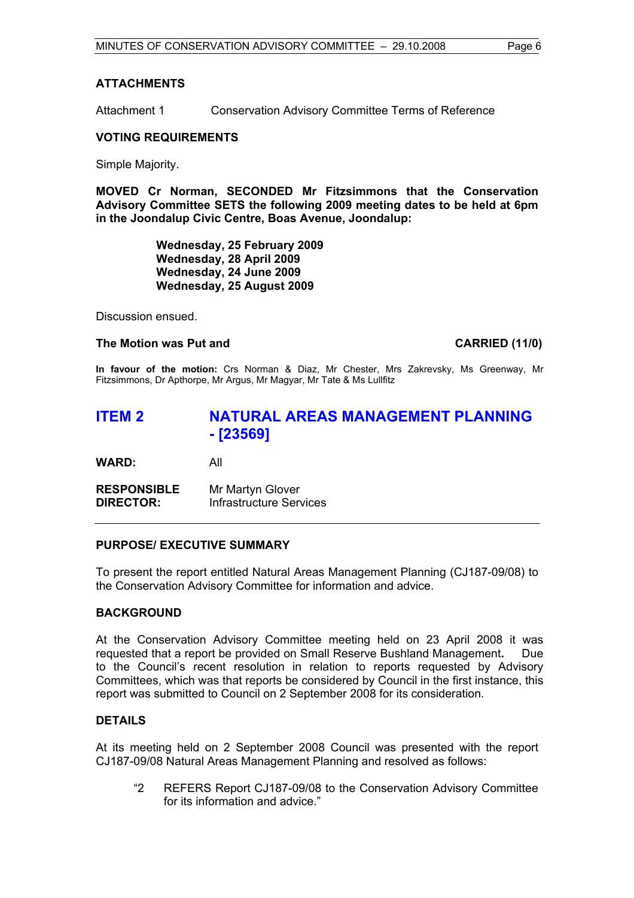**ATTACHMENTS**

Attachment 1 Conservation Advisory Committee Terms of Reference

**VOTING REQUIREMENTS**

Simple Majority.

**MOVED Cr Norman, SECONDED Mr Fitzsimmons that the Conservation Advisory Committee SETS the following 2009 meeting dates to be held at 6pm in the Joondalup Civic Centre, Boas Avenue, Joondalup:**

**Wednesday, 25 February 2009**
**Wednesday, 28 April 2009**
**Wednesday, 24 June 2009**
**Wednesday, 25 August 2009**

Discussion ensued.

**The Motion was Put and CARRIED (11/0)**

**In favour of the motion:** Crs Norman & Diaz, Mr Chester, Mrs Zakrevsky, Ms Greenway, Mr Fitzsimmons, Dr Apthorpe, Mr Argus, Mr Magyar, Mr Tate & Ms Lullfitz

## ITEM 2 NATURAL AREAS MANAGEMENT PLANNING - [23569]

**WARD:** All

**RESPONSIBLE DIRECTOR:** Mr Martyn Glover, Infrastructure Services

**PURPOSE/ EXECUTIVE SUMMARY**

To present the report entitled Natural Areas Management Planning (CJ187-09/08) to the Conservation Advisory Committee for information and advice.

**BACKGROUND**

At the Conservation Advisory Committee meeting held on 23 April 2008 it was requested that a report be provided on Small Reserve Bushland Management**.** Due to the Council's recent resolution in relation to reports requested by Advisory Committees, which was that reports be considered by Council in the first instance, this report was submitted to Council on 2 September 2008 for its consideration.

**DETAILS**

At its meeting held on 2 September 2008 Council was presented with the report CJ187-09/08 Natural Areas Management Planning and resolved as follows:

> "2 REFERS Report CJ187-09/08 to the Conservation Advisory Committee for its information and advice."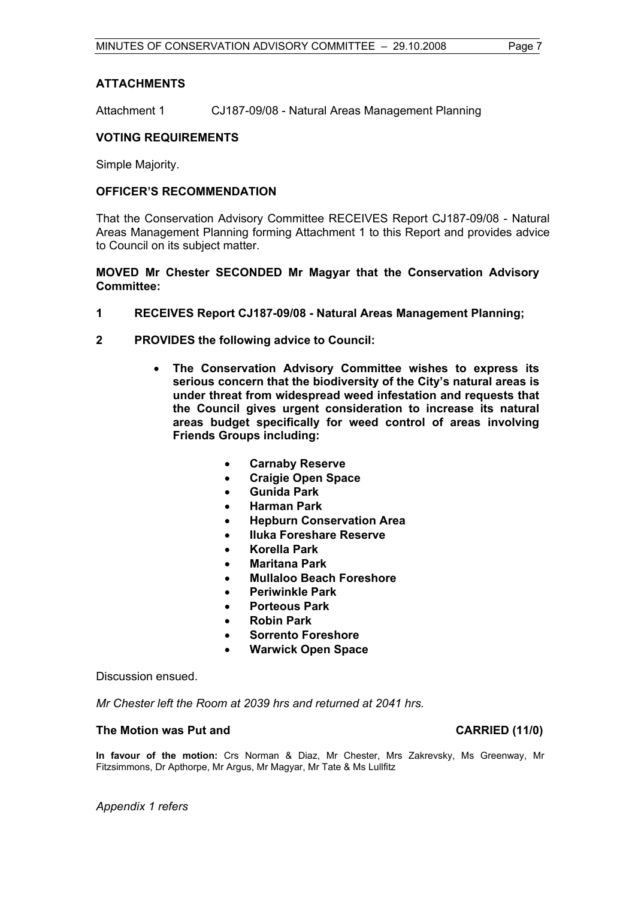## ATTACHMENTS

Attachment 1 CJ187-09/08 - Natural Areas Management Planning

## VOTING REQUIREMENTS

Simple Majority.

## OFFICER'S RECOMMENDATION

That the Conservation Advisory Committee RECEIVES Report CJ187-09/08 - Natural Areas Management Planning forming Attachment 1 to this Report and provides advice to Council on its subject matter.

**MOVED Mr Chester SECONDED Mr Magyar that the Conservation Advisory Committee:**

**1 RECEIVES Report CJ187-09/08 - Natural Areas Management Planning;**

**2 PROVIDES the following advice to Council:**

- **The Conservation Advisory Committee wishes to express its serious concern that the biodiversity of the City's natural areas is under threat from widespread weed infestation and requests that the Council gives urgent consideration to increase its natural areas budget specifically for weed control of areas involving Friends Groups including:**
  - **Carnaby Reserve**
  - **Craigie Open Space**
  - **Gunida Park**
  - **Harman Park**
  - **Hepburn Conservation Area**
  - **Iluka Foreshare Reserve**
  - **Korella Park**
  - **Maritana Park**
  - **Mullaloo Beach Foreshore**
  - **Periwinkle Park**
  - **Porteous Park**
  - **Robin Park**
  - **Sorrento Foreshore**
  - **Warwick Open Space**

Discussion ensued.

*Mr Chester left the Room at 2039 hrs and returned at 2041 hrs.*

**The Motion was Put and CARRIED (11/0)**

**In favour of the motion:** Crs Norman & Diaz, Mr Chester, Mrs Zakrevsky, Ms Greenway, Mr Fitzsimmons, Dr Apthorpe, Mr Argus, Mr Magyar, Mr Tate & Ms Lullfitz

*Appendix 1 refers*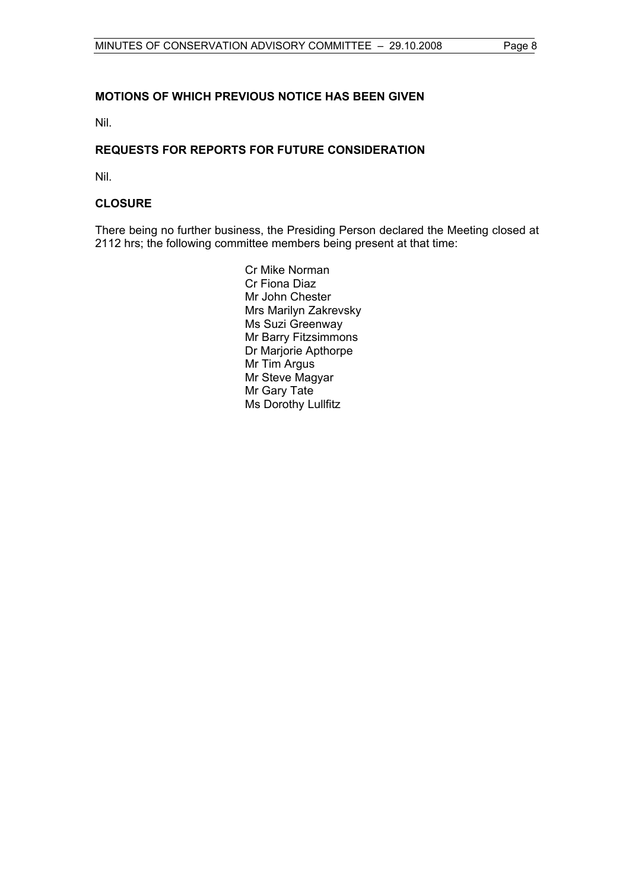**MOTIONS OF WHICH PREVIOUS NOTICE HAS BEEN GIVEN**

Nil.

**REQUESTS FOR REPORTS FOR FUTURE CONSIDERATION**

Nil.

**CLOSURE**

There being no further business, the Presiding Person declared the Meeting closed at 2112 hrs; the following committee members being present at that time:

Cr Mike Norman
Cr Fiona Diaz
Mr John Chester
Mrs Marilyn Zakrevsky
Ms Suzi Greenway
Mr Barry Fitzsimmons
Dr Marjorie Apthorpe
Mr Tim Argus
Mr Steve Magyar
Mr Gary Tate
Ms Dorothy Lullfitz